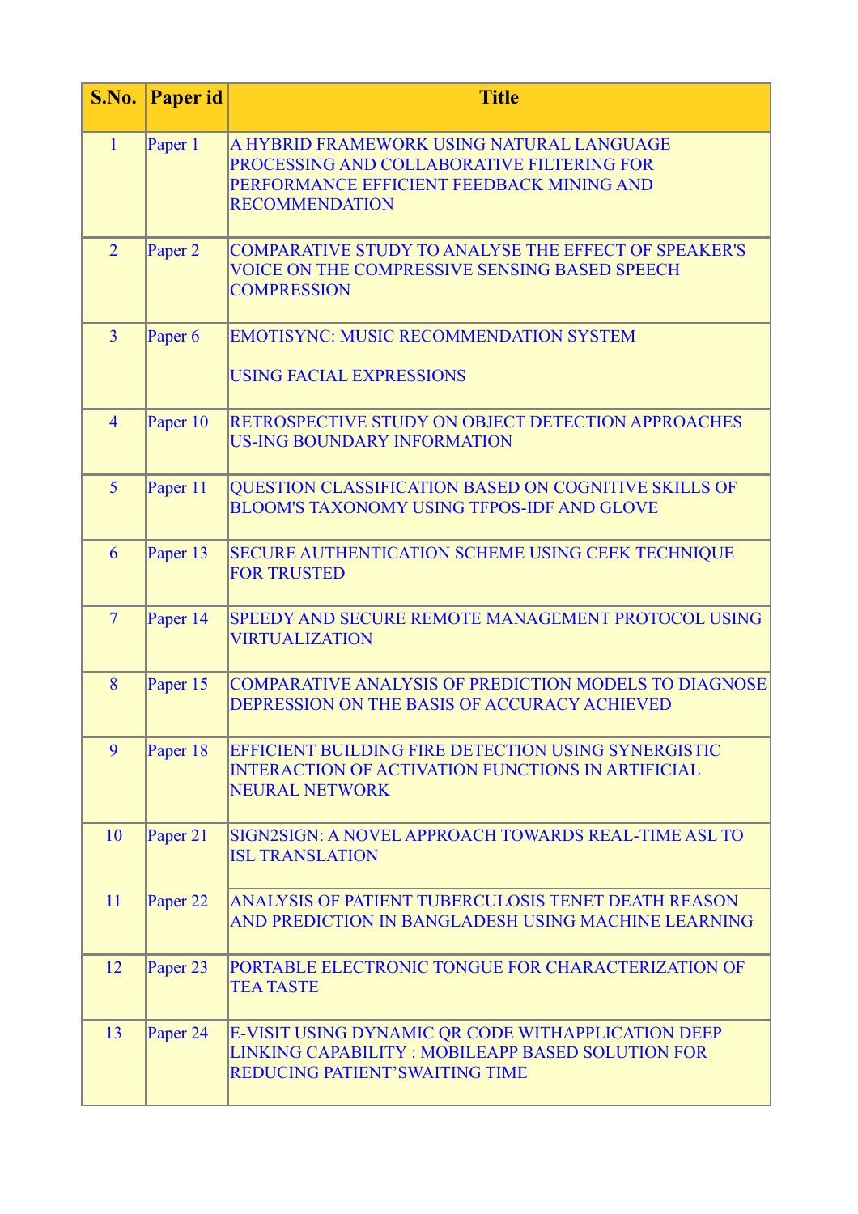| S.No. | Paper id | Title |
|---|---|---|
| 1 | Paper 1 | A HYBRID FRAMEWORK USING NATURAL LANGUAGE PROCESSING AND COLLABORATIVE FILTERING FOR PERFORMANCE EFFICIENT FEEDBACK MINING AND RECOMMENDATION |
| 2 | Paper 2 | COMPARATIVE STUDY TO ANALYSE THE EFFECT OF SPEAKER'S VOICE ON THE COMPRESSIVE SENSING BASED SPEECH COMPRESSION |
| 3 | Paper 6 | EMOTISYNC: MUSIC RECOMMENDATION SYSTEM USING FACIAL EXPRESSIONS |
| 4 | Paper 10 | RETROSPECTIVE STUDY ON OBJECT DETECTION APPROACHES US-ING BOUNDARY INFORMATION |
| 5 | Paper 11 | QUESTION CLASSIFICATION BASED ON COGNITIVE SKILLS OF BLOOM'S TAXONOMY USING TFPOS-IDF AND GLOVE |
| 6 | Paper 13 | SECURE AUTHENTICATION SCHEME USING CEEK TECHNIQUE FOR TRUSTED |
| 7 | Paper 14 | SPEEDY AND SECURE REMOTE MANAGEMENT PROTOCOL USING VIRTUALIZATION |
| 8 | Paper 15 | COMPARATIVE ANALYSIS OF PREDICTION MODELS TO DIAGNOSE DEPRESSION ON THE BASIS OF ACCURACY ACHIEVED |
| 9 | Paper 18 | EFFICIENT BUILDING FIRE DETECTION USING SYNERGISTIC INTERACTION OF ACTIVATION FUNCTIONS IN ARTIFICIAL NEURAL NETWORK |
| 10 | Paper 21 | SIGN2SIGN: A NOVEL APPROACH TOWARDS REAL-TIME ASL TO ISL TRANSLATION |
| 11 | Paper 22 | ANALYSIS OF PATIENT TUBERCULOSIS TENET DEATH REASON AND PREDICTION IN BANGLADESH USING MACHINE LEARNING |
| 12 | Paper 23 | PORTABLE ELECTRONIC TONGUE FOR CHARACTERIZATION OF TEA TASTE |
| 13 | Paper 24 | E-VISIT USING DYNAMIC QR CODE WITHAPPLICATION DEEP LINKING CAPABILITY : MOBILEAPP BASED SOLUTION FOR REDUCING PATIENT'SWAITING TIME |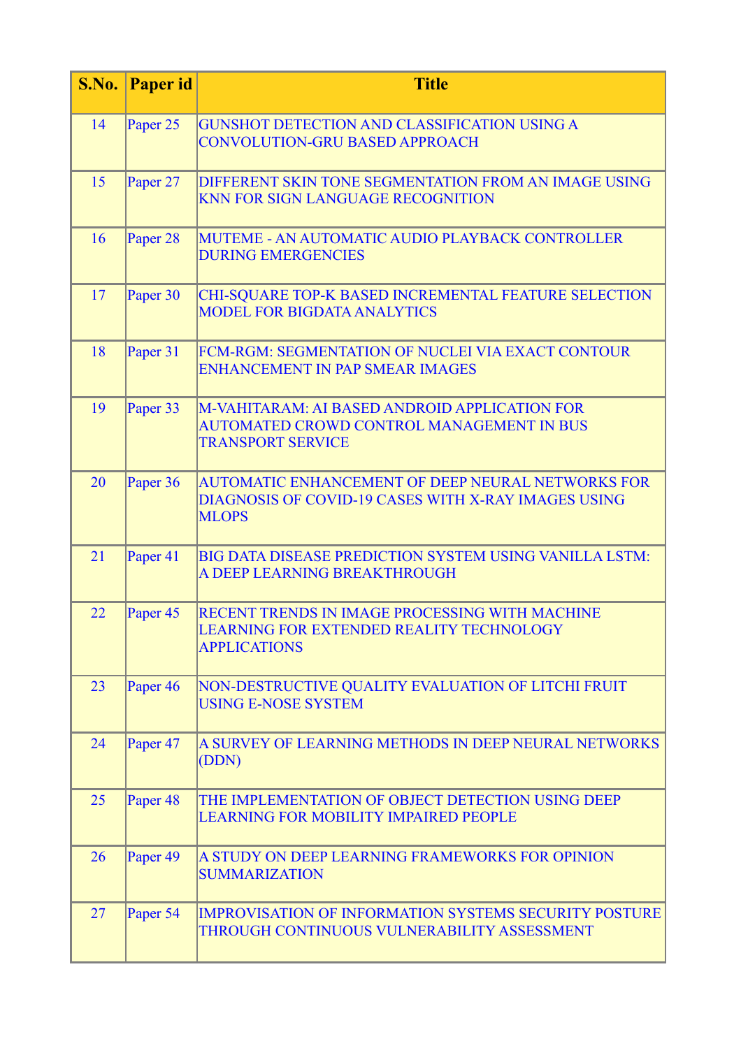| S.No. | Paper id | Title |
|---|---|---|
| 14 | Paper 25 | GUNSHOT DETECTION AND CLASSIFICATION USING A CONVOLUTION-GRU BASED APPROACH |
| 15 | Paper 27 | DIFFERENT SKIN TONE SEGMENTATION FROM AN IMAGE USING KNN FOR SIGN LANGUAGE RECOGNITION |
| 16 | Paper 28 | MUTEME - AN AUTOMATIC AUDIO PLAYBACK CONTROLLER DURING EMERGENCIES |
| 17 | Paper 30 | CHI-SQUARE TOP-K BASED INCREMENTAL FEATURE SELECTION MODEL FOR BIGDATA ANALYTICS |
| 18 | Paper 31 | FCM-RGM: SEGMENTATION OF NUCLEI VIA EXACT CONTOUR ENHANCEMENT IN PAP SMEAR IMAGES |
| 19 | Paper 33 | M-VAHITARAM: AI BASED ANDROID APPLICATION FOR AUTOMATED CROWD CONTROL MANAGEMENT IN BUS TRANSPORT SERVICE |
| 20 | Paper 36 | AUTOMATIC ENHANCEMENT OF DEEP NEURAL NETWORKS FOR DIAGNOSIS OF COVID-19 CASES WITH X-RAY IMAGES USING MLOPS |
| 21 | Paper 41 | BIG DATA DISEASE PREDICTION SYSTEM USING VANILLA LSTM: A DEEP LEARNING BREAKTHROUGH |
| 22 | Paper 45 | RECENT TRENDS IN IMAGE PROCESSING WITH MACHINE LEARNING FOR EXTENDED REALITY TECHNOLOGY APPLICATIONS |
| 23 | Paper 46 | NON-DESTRUCTIVE QUALITY EVALUATION OF LITCHI FRUIT USING E-NOSE SYSTEM |
| 24 | Paper 47 | A SURVEY OF LEARNING METHODS IN DEEP NEURAL NETWORKS (DDN) |
| 25 | Paper 48 | THE IMPLEMENTATION OF OBJECT DETECTION USING DEEP LEARNING FOR MOBILITY IMPAIRED PEOPLE |
| 26 | Paper 49 | A STUDY ON DEEP LEARNING FRAMEWORKS FOR OPINION SUMMARIZATION |
| 27 | Paper 54 | IMPROVISATION OF INFORMATION SYSTEMS SECURITY POSTURE THROUGH CONTINUOUS VULNERABILITY ASSESSMENT |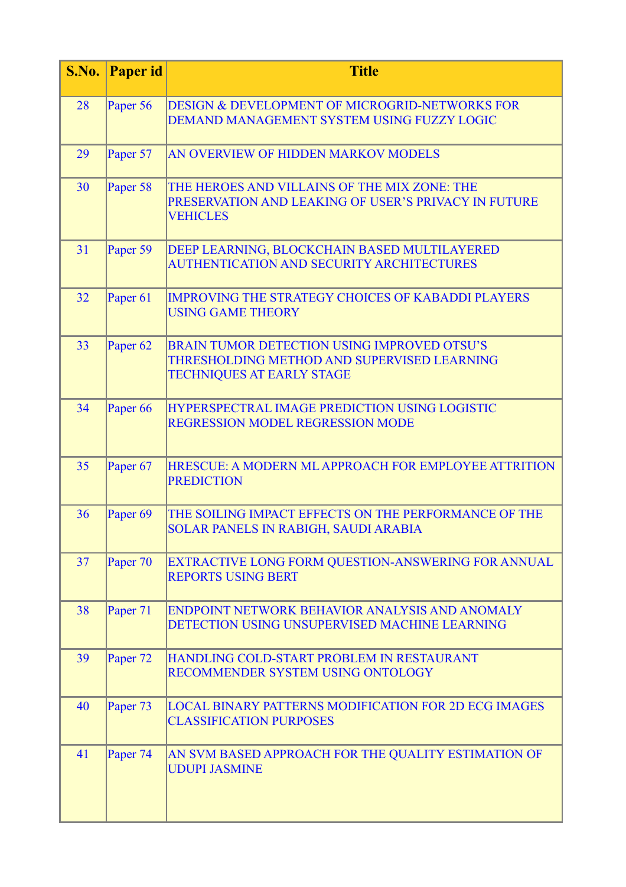| S.No. | Paper id | Title |
|---|---|---|
| 28 | Paper 56 | DESIGN & DEVELOPMENT OF MICROGRID-NETWORKS FOR DEMAND MANAGEMENT SYSTEM USING FUZZY LOGIC |
| 29 | Paper 57 | AN OVERVIEW OF HIDDEN MARKOV MODELS |
| 30 | Paper 58 | THE HEROES AND VILLAINS OF THE MIX ZONE: THE PRESERVATION AND LEAKING OF USER'S PRIVACY IN FUTURE VEHICLES |
| 31 | Paper 59 | DEEP LEARNING, BLOCKCHAIN BASED MULTILAYERED AUTHENTICATION AND SECURITY ARCHITECTURES |
| 32 | Paper 61 | IMPROVING THE STRATEGY CHOICES OF KABADDI PLAYERS USING GAME THEORY |
| 33 | Paper 62 | BRAIN TUMOR DETECTION USING IMPROVED OTSU'S THRESHOLDING METHOD AND SUPERVISED LEARNING TECHNIQUES AT EARLY STAGE |
| 34 | Paper 66 | HYPERSPECTRAL IMAGE PREDICTION USING LOGISTIC REGRESSION MODEL REGRESSION MODE |
| 35 | Paper 67 | HRESCUE: A MODERN ML APPROACH FOR EMPLOYEE ATTRITION PREDICTION |
| 36 | Paper 69 | THE SOILING IMPACT EFFECTS ON THE PERFORMANCE OF THE SOLAR PANELS IN RABIGH, SAUDI ARABIA |
| 37 | Paper 70 | EXTRACTIVE LONG FORM QUESTION-ANSWERING FOR ANNUAL REPORTS USING BERT |
| 38 | Paper 71 | ENDPOINT NETWORK BEHAVIOR ANALYSIS AND ANOMALY DETECTION USING UNSUPERVISED MACHINE LEARNING |
| 39 | Paper 72 | HANDLING COLD-START PROBLEM IN RESTAURANT RECOMMENDER SYSTEM USING ONTOLOGY |
| 40 | Paper 73 | LOCAL BINARY PATTERNS MODIFICATION FOR 2D ECG IMAGES CLASSIFICATION PURPOSES |
| 41 | Paper 74 | AN SVM BASED APPROACH FOR THE QUALITY ESTIMATION OF UDUPI JASMINE |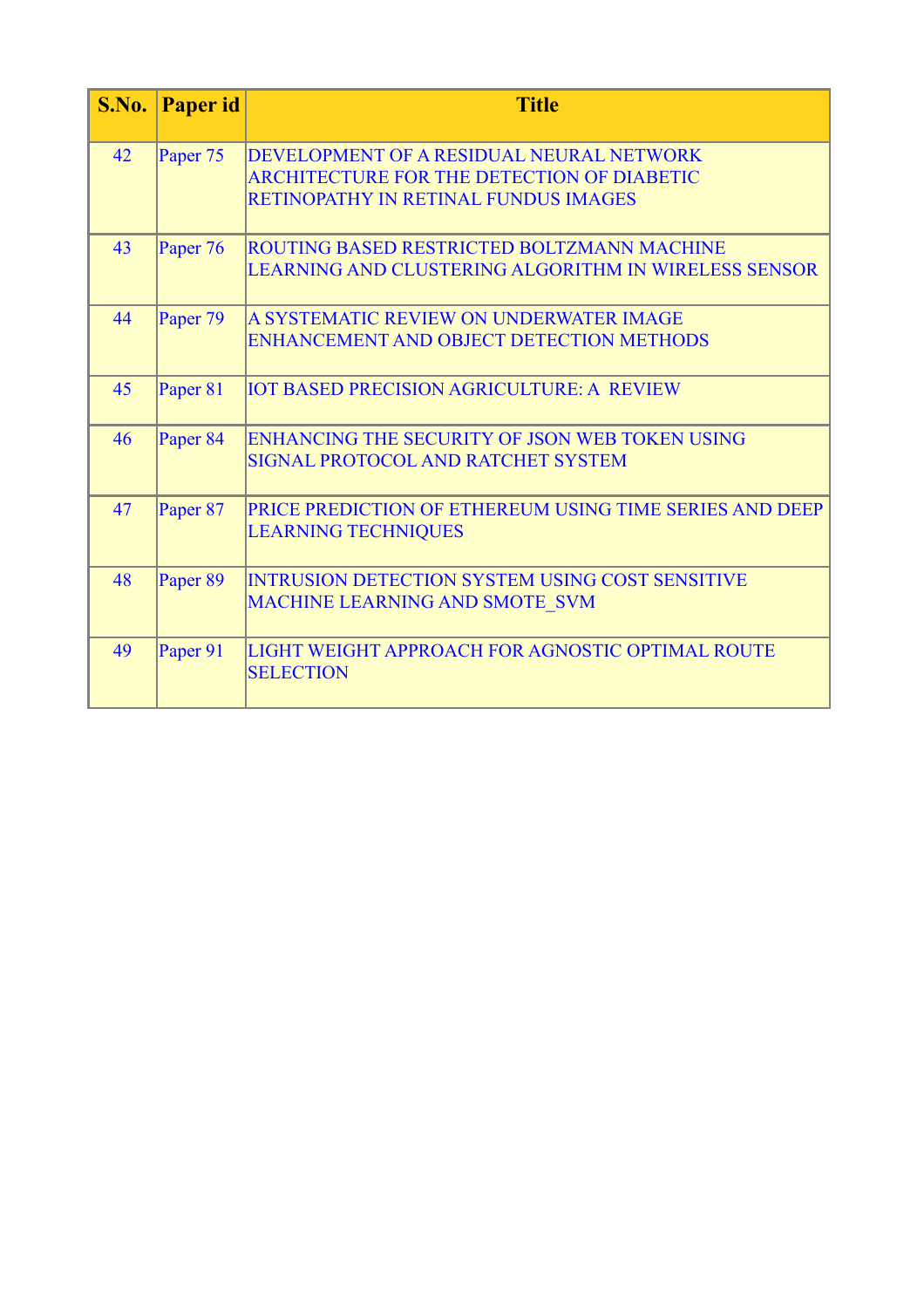| S.No. | Paper id | Title |
|---|---|---|
| 42 | Paper 75 | DEVELOPMENT OF A RESIDUAL NEURAL NETWORK ARCHITECTURE FOR THE DETECTION OF DIABETIC RETINOPATHY IN RETINAL FUNDUS IMAGES |
| 43 | Paper 76 | ROUTING BASED RESTRICTED BOLTZMANN MACHINE LEARNING AND CLUSTERING ALGORITHM IN WIRELESS SENSOR |
| 44 | Paper 79 | A SYSTEMATIC REVIEW ON UNDERWATER IMAGE ENHANCEMENT AND OBJECT DETECTION METHODS |
| 45 | Paper 81 | IOT BASED PRECISION AGRICULTURE: A REVIEW |
| 46 | Paper 84 | ENHANCING THE SECURITY OF JSON WEB TOKEN USING SIGNAL PROTOCOL AND RATCHET SYSTEM |
| 47 | Paper 87 | PRICE PREDICTION OF ETHEREUM USING TIME SERIES AND DEEP LEARNING TECHNIQUES |
| 48 | Paper 89 | INTRUSION DETECTION SYSTEM USING COST SENSITIVE MACHINE LEARNING AND SMOTE_SVM |
| 49 | Paper 91 | LIGHT WEIGHT APPROACH FOR AGNOSTIC OPTIMAL ROUTE SELECTION |